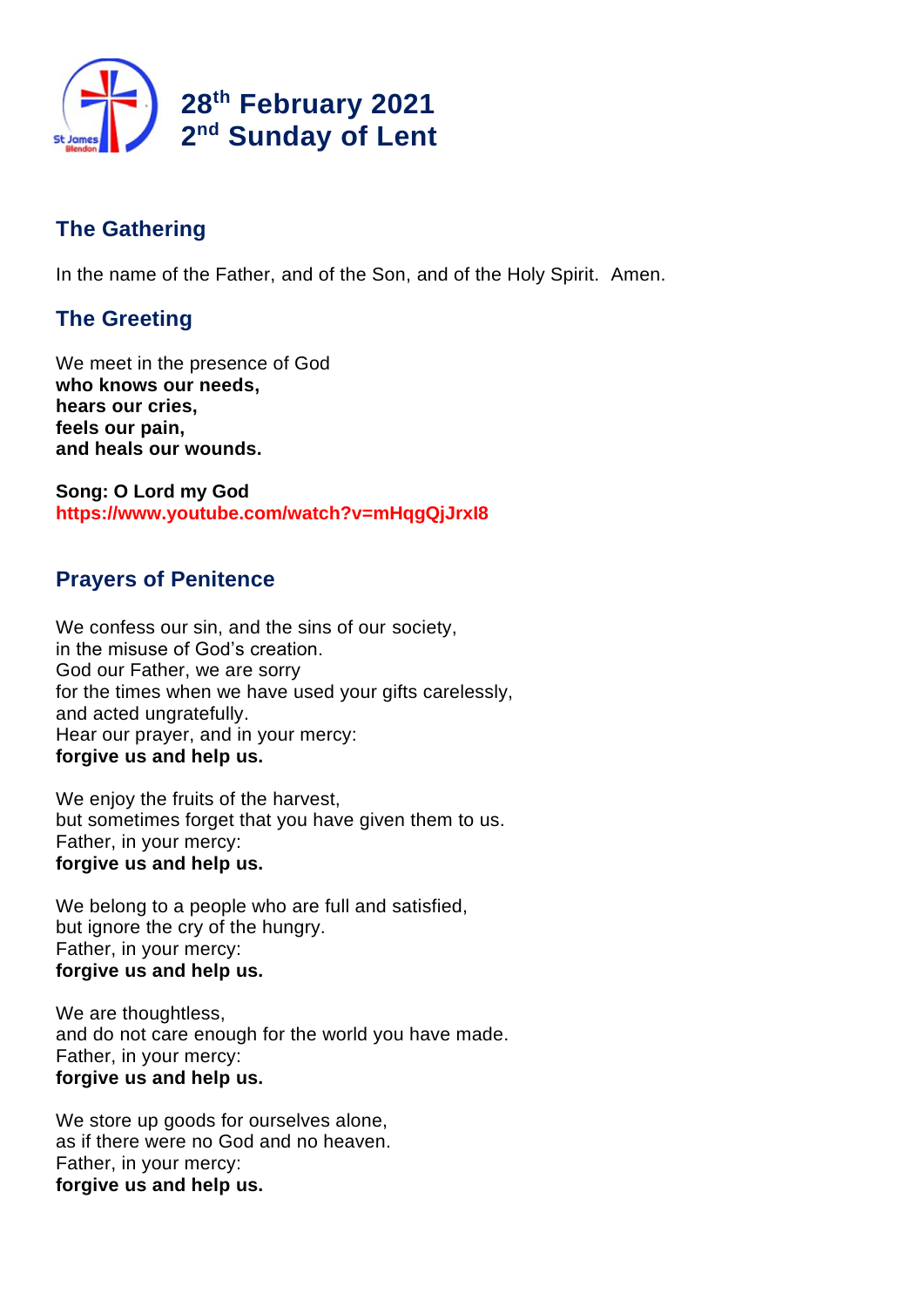# 28th February 2021
# 2nd Sunday of Lent

## The Gathering

In the name of the Father, and of the Son, and of the Holy Spirit. Amen.

## The Greeting

We meet in the presence of God
**who knows our needs,**
**hears our cries,**
**feels our pain,**
**and heals our wounds.**

**Song: O Lord my God**
**https://www.youtube.com/watch?v=mHqgQjJrxI8**

## Prayers of Penitence

We confess our sin, and the sins of our society,
in the misuse of God's creation.
God our Father, we are sorry
for the times when we have used your gifts carelessly,
and acted ungratefully.
Hear our prayer, and in your mercy:
**forgive us and help us.**

We enjoy the fruits of the harvest,
but sometimes forget that you have given them to us.
Father, in your mercy:
**forgive us and help us.**

We belong to a people who are full and satisfied,
but ignore the cry of the hungry.
Father, in your mercy:
**forgive us and help us.**

We are thoughtless,
and do not care enough for the world you have made.
Father, in your mercy:
**forgive us and help us.**

We store up goods for ourselves alone,
as if there were no God and no heaven.
Father, in your mercy:
**forgive us and help us.**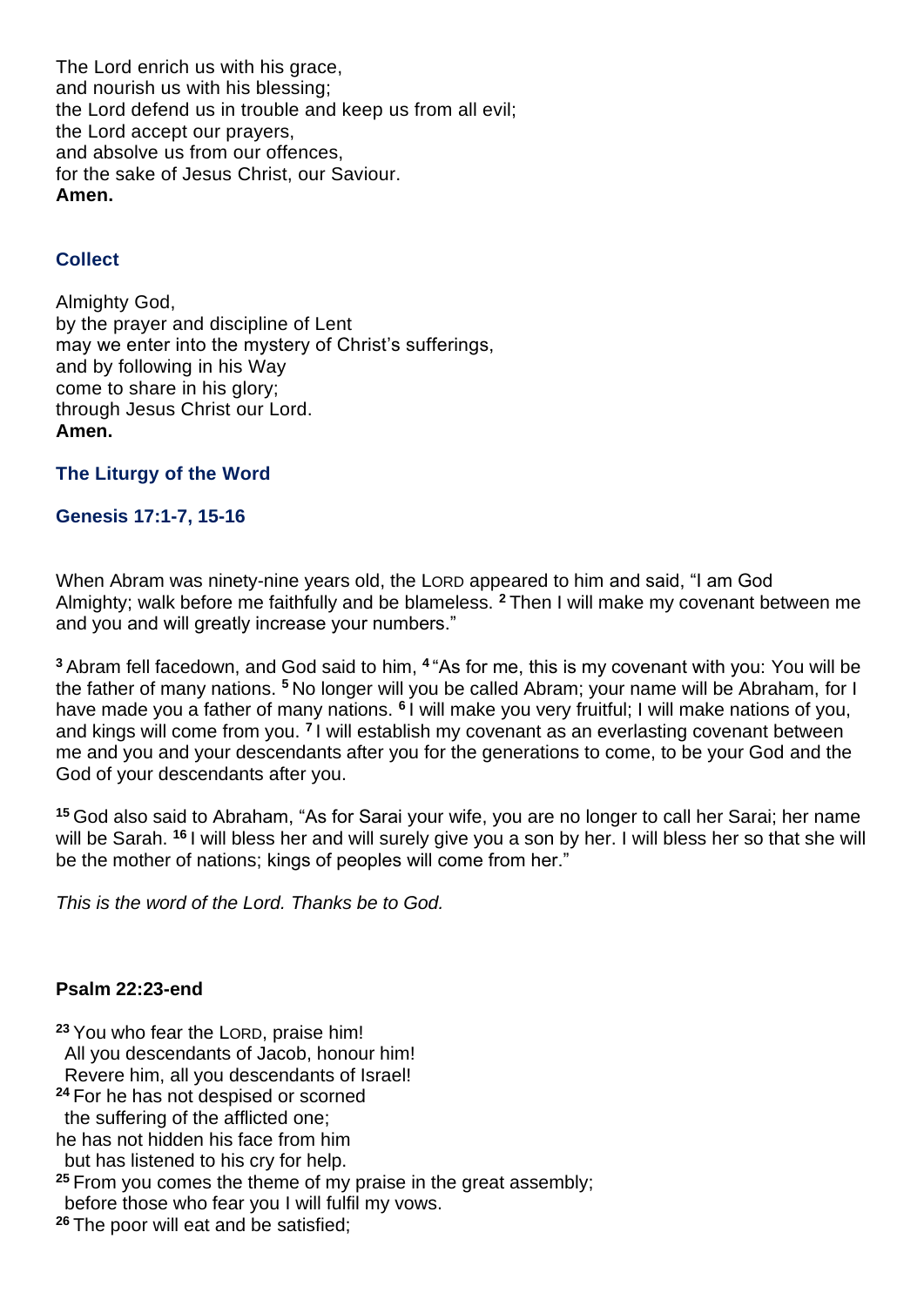The Lord enrich us with his grace,
and nourish us with his blessing;
the Lord defend us in trouble and keep us from all evil;
the Lord accept our prayers,
and absolve us from our offences,
for the sake of Jesus Christ, our Saviour.
**Amen.**

## Collect

Almighty God,
by the prayer and discipline of Lent
may we enter into the mystery of Christ's sufferings,
and by following in his Way
come to share in his glory;
through Jesus Christ our Lord.
**Amen.**

## The Liturgy of the Word

### Genesis 17:1-7, 15-16

When Abram was ninety-nine years old, the LORD appeared to him and said, "I am God Almighty; walk before me faithfully and be blameless. [2] Then I will make my covenant between me and you and will greatly increase your numbers."

[3] Abram fell facedown, and God said to him, [4] "As for me, this is my covenant with you: You will be the father of many nations. [5] No longer will you be called Abram; your name will be Abraham, for I have made you a father of many nations. [6] I will make you very fruitful; I will make nations of you, and kings will come from you. [7] I will establish my covenant as an everlasting covenant between me and you and your descendants after you for the generations to come, to be your God and the God of your descendants after you.

[15] God also said to Abraham, "As for Sarai your wife, you are no longer to call her Sarai; her name will be Sarah. [16] I will bless her and will surely give you a son by her. I will bless her so that she will be the mother of nations; kings of peoples will come from her."

*This is the word of the Lord. Thanks be to God.*

### Psalm 22:23-end

[23] You who fear the LORD, praise him!
All you descendants of Jacob, honour him!
Revere him, all you descendants of Israel!
[24] For he has not despised or scorned
the suffering of the afflicted one;
he has not hidden his face from him
but has listened to his cry for help.
[25] From you comes the theme of my praise in the great assembly;
before those who fear you I will fulfil my vows.
[26] The poor will eat and be satisfied;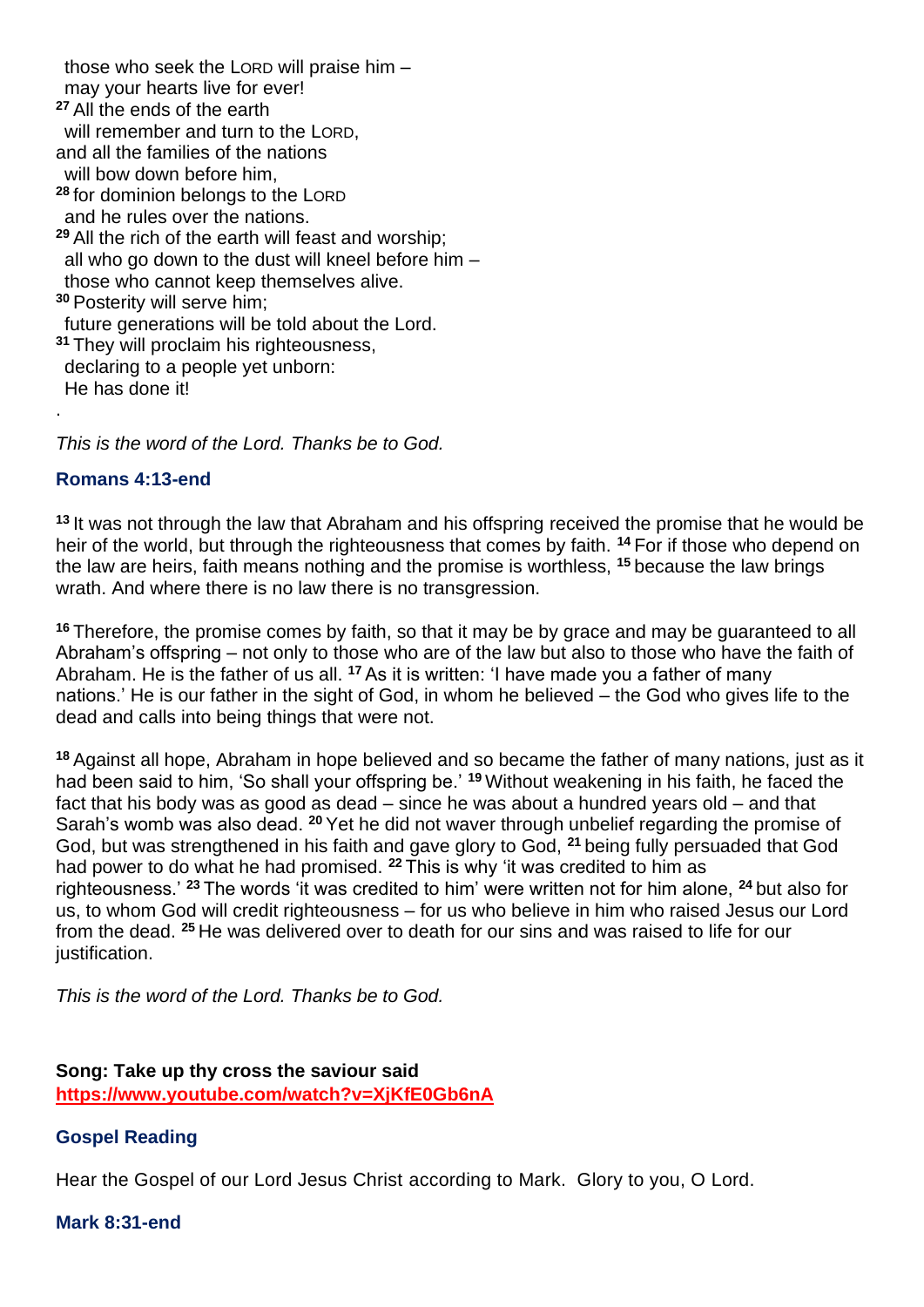those who seek the LORD will praise him –
may your hearts live for ever!
[27] All the ends of the earth
will remember and turn to the LORD,
and all the families of the nations
will bow down before him,
[28] for dominion belongs to the LORD
and he rules over the nations.
[29] All the rich of the earth will feast and worship;
all who go down to the dust will kneel before him –
those who cannot keep themselves alive.
[30] Posterity will serve him;
future generations will be told about the Lord.
[31] They will proclaim his righteousness,
declaring to a people yet unborn:
He has done it!

.

*This is the word of the Lord. Thanks be to God.*

### Romans 4:13-end

[13] It was not through the law that Abraham and his offspring received the promise that he would be heir of the world, but through the righteousness that comes by faith. [14] For if those who depend on the law are heirs, faith means nothing and the promise is worthless, [15] because the law brings wrath. And where there is no law there is no transgression.

[16] Therefore, the promise comes by faith, so that it may be by grace and may be guaranteed to all Abraham's offspring – not only to those who are of the law but also to those who have the faith of Abraham. He is the father of us all. [17] As it is written: 'I have made you a father of many nations.' He is our father in the sight of God, in whom he believed – the God who gives life to the dead and calls into being things that were not.

[18] Against all hope, Abraham in hope believed and so became the father of many nations, just as it had been said to him, 'So shall your offspring be.' [19] Without weakening in his faith, he faced the fact that his body was as good as dead – since he was about a hundred years old – and that Sarah's womb was also dead. [20] Yet he did not waver through unbelief regarding the promise of God, but was strengthened in his faith and gave glory to God, [21] being fully persuaded that God had power to do what he had promised. [22] This is why 'it was credited to him as righteousness.' [23] The words 'it was credited to him' were written not for him alone, [24] but also for us, to whom God will credit righteousness – for us who believe in him who raised Jesus our Lord from the dead. [25] He was delivered over to death for our sins and was raised to life for our justification.

*This is the word of the Lord. Thanks be to God.*

**Song: Take up thy cross the saviour said**
**https://www.youtube.com/watch?v=XjKfE0Gb6nA**

### Gospel Reading

Hear the Gospel of our Lord Jesus Christ according to Mark. Glory to you, O Lord.

### Mark 8:31-end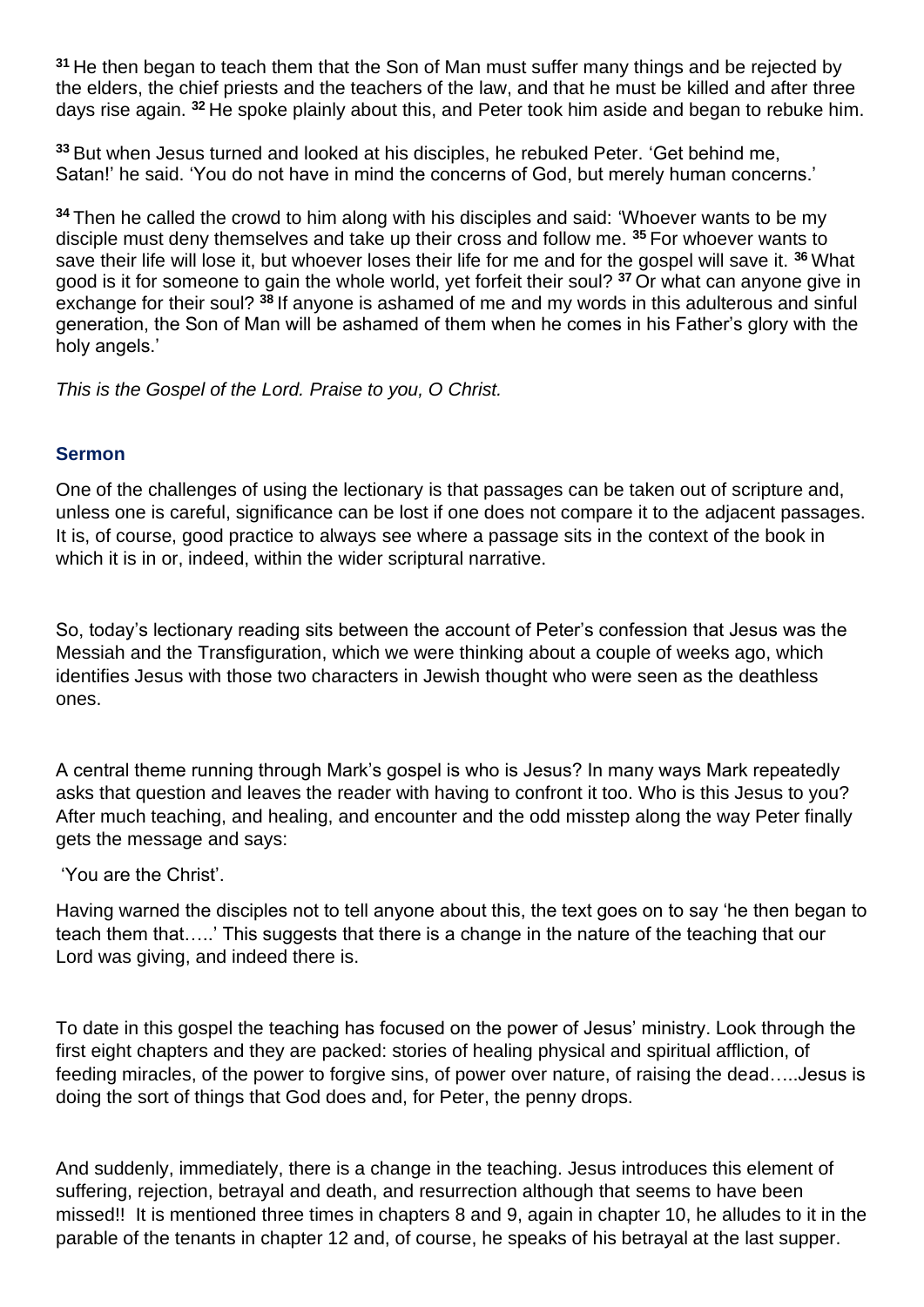[31] He then began to teach them that the Son of Man must suffer many things and be rejected by the elders, the chief priests and the teachers of the law, and that he must be killed and after three days rise again. [32] He spoke plainly about this, and Peter took him aside and began to rebuke him.

[33] But when Jesus turned and looked at his disciples, he rebuked Peter. 'Get behind me, Satan!' he said. 'You do not have in mind the concerns of God, but merely human concerns.'

[34] Then he called the crowd to him along with his disciples and said: 'Whoever wants to be my disciple must deny themselves and take up their cross and follow me. [35] For whoever wants to save their life will lose it, but whoever loses their life for me and for the gospel will save it. [36] What good is it for someone to gain the whole world, yet forfeit their soul? [37] Or what can anyone give in exchange for their soul? [38] If anyone is ashamed of me and my words in this adulterous and sinful generation, the Son of Man will be ashamed of them when he comes in his Father's glory with the holy angels.'

*This is the Gospel of the Lord. Praise to you, O Christ.*

### Sermon

One of the challenges of using the lectionary is that passages can be taken out of scripture and, unless one is careful, significance can be lost if one does not compare it to the adjacent passages. It is, of course, good practice to always see where a passage sits in the context of the book in which it is in or, indeed, within the wider scriptural narrative.

So, today's lectionary reading sits between the account of Peter's confession that Jesus was the Messiah and the Transfiguration, which we were thinking about a couple of weeks ago, which identifies Jesus with those two characters in Jewish thought who were seen as the deathless ones.

A central theme running through Mark's gospel is who is Jesus? In many ways Mark repeatedly asks that question and leaves the reader with having to confront it too. Who is this Jesus to you? After much teaching, and healing, and encounter and the odd misstep along the way Peter finally gets the message and says:

'You are the Christ'.

Having warned the disciples not to tell anyone about this, the text goes on to say 'he then began to teach them that…..' This suggests that there is a change in the nature of the teaching that our Lord was giving, and indeed there is.

To date in this gospel the teaching has focused on the power of Jesus' ministry. Look through the first eight chapters and they are packed: stories of healing physical and spiritual affliction, of feeding miracles, of the power to forgive sins, of power over nature, of raising the dead…..Jesus is doing the sort of things that God does and, for Peter, the penny drops.

And suddenly, immediately, there is a change in the teaching. Jesus introduces this element of suffering, rejection, betrayal and death, and resurrection although that seems to have been missed!! It is mentioned three times in chapters 8 and 9, again in chapter 10, he alludes to it in the parable of the tenants in chapter 12 and, of course, he speaks of his betrayal at the last supper.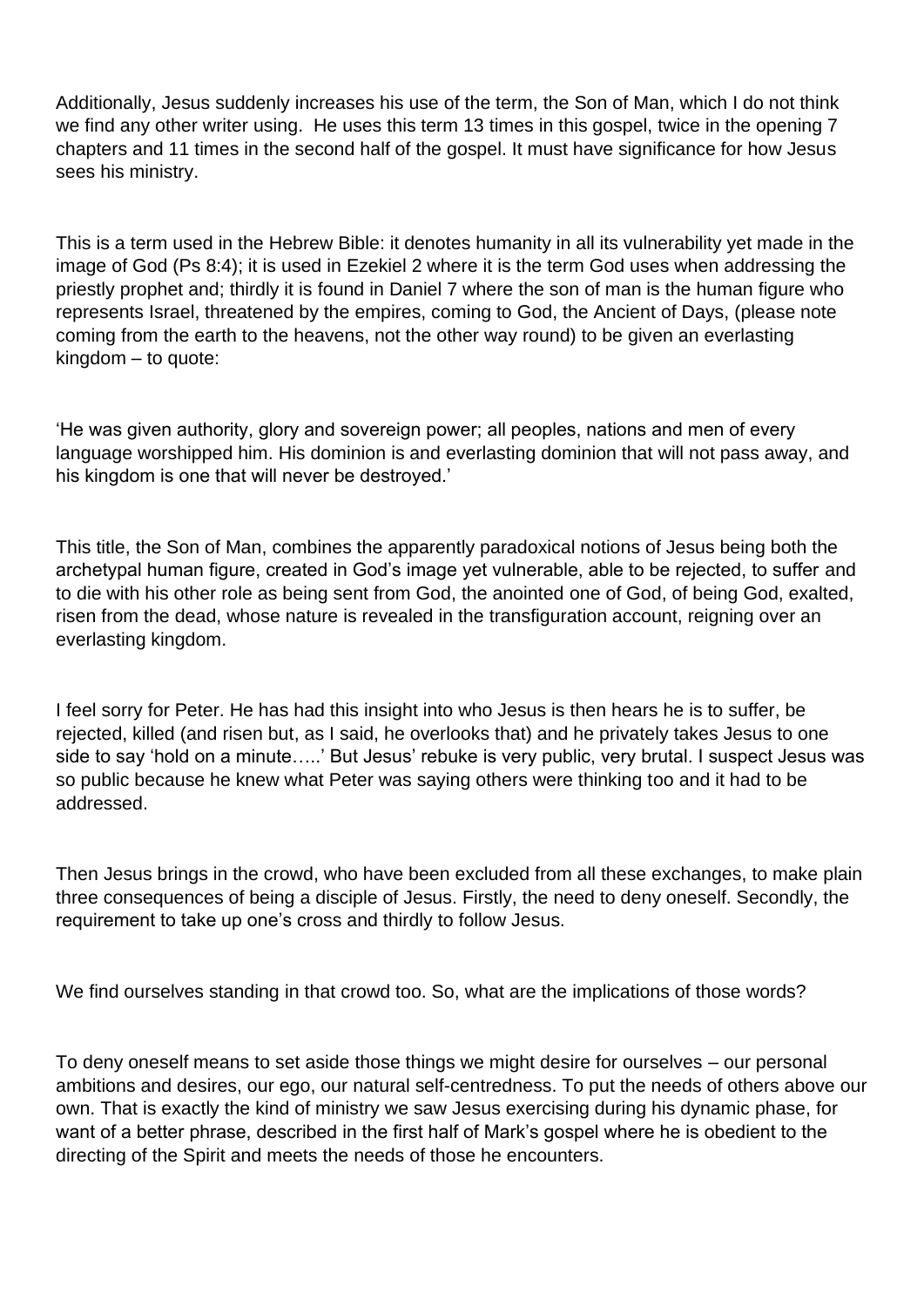Additionally, Jesus suddenly increases his use of the term, the Son of Man, which I do not think we find any other writer using. He uses this term 13 times in this gospel, twice in the opening 7 chapters and 11 times in the second half of the gospel. It must have significance for how Jesus sees his ministry.

This is a term used in the Hebrew Bible: it denotes humanity in all its vulnerability yet made in the image of God (Ps 8:4); it is used in Ezekiel 2 where it is the term God uses when addressing the priestly prophet and; thirdly it is found in Daniel 7 where the son of man is the human figure who represents Israel, threatened by the empires, coming to God, the Ancient of Days, (please note coming from the earth to the heavens, not the other way round) to be given an everlasting kingdom – to quote:

'He was given authority, glory and sovereign power; all peoples, nations and men of every language worshipped him. His dominion is and everlasting dominion that will not pass away, and his kingdom is one that will never be destroyed.'

This title, the Son of Man, combines the apparently paradoxical notions of Jesus being both the archetypal human figure, created in God's image yet vulnerable, able to be rejected, to suffer and to die with his other role as being sent from God, the anointed one of God, of being God, exalted, risen from the dead, whose nature is revealed in the transfiguration account, reigning over an everlasting kingdom.

I feel sorry for Peter. He has had this insight into who Jesus is then hears he is to suffer, be rejected, killed (and risen but, as I said, he overlooks that) and he privately takes Jesus to one side to say 'hold on a minute…..' But Jesus' rebuke is very public, very brutal. I suspect Jesus was so public because he knew what Peter was saying others were thinking too and it had to be addressed.

Then Jesus brings in the crowd, who have been excluded from all these exchanges, to make plain three consequences of being a disciple of Jesus. Firstly, the need to deny oneself. Secondly, the requirement to take up one's cross and thirdly to follow Jesus.

We find ourselves standing in that crowd too. So, what are the implications of those words?

To deny oneself means to set aside those things we might desire for ourselves – our personal ambitions and desires, our ego, our natural self-centredness. To put the needs of others above our own. That is exactly the kind of ministry we saw Jesus exercising during his dynamic phase, for want of a better phrase, described in the first half of Mark's gospel where he is obedient to the directing of the Spirit and meets the needs of those he encounters.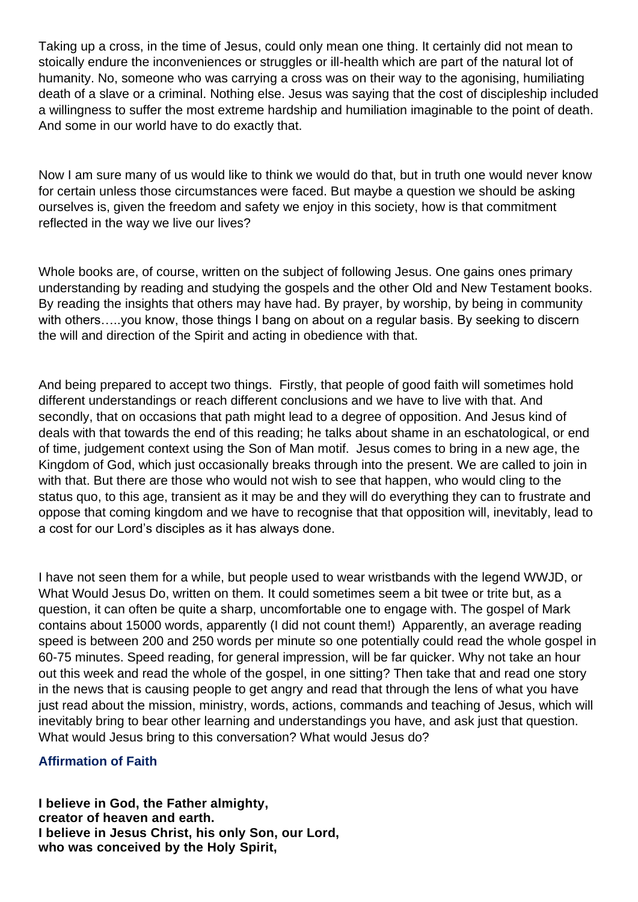Taking up a cross, in the time of Jesus, could only mean one thing. It certainly did not mean to stoically endure the inconveniences or struggles or ill-health which are part of the natural lot of humanity. No, someone who was carrying a cross was on their way to the agonising, humiliating death of a slave or a criminal. Nothing else. Jesus was saying that the cost of discipleship included a willingness to suffer the most extreme hardship and humiliation imaginable to the point of death. And some in our world have to do exactly that.

Now I am sure many of us would like to think we would do that, but in truth one would never know for certain unless those circumstances were faced. But maybe a question we should be asking ourselves is, given the freedom and safety we enjoy in this society, how is that commitment reflected in the way we live our lives?

Whole books are, of course, written on the subject of following Jesus. One gains ones primary understanding by reading and studying the gospels and the other Old and New Testament books. By reading the insights that others may have had. By prayer, by worship, by being in community with others…..you know, those things I bang on about on a regular basis. By seeking to discern the will and direction of the Spirit and acting in obedience with that.

And being prepared to accept two things. Firstly, that people of good faith will sometimes hold different understandings or reach different conclusions and we have to live with that. And secondly, that on occasions that path might lead to a degree of opposition. And Jesus kind of deals with that towards the end of this reading; he talks about shame in an eschatological, or end of time, judgement context using the Son of Man motif. Jesus comes to bring in a new age, the Kingdom of God, which just occasionally breaks through into the present. We are called to join in with that. But there are those who would not wish to see that happen, who would cling to the status quo, to this age, transient as it may be and they will do everything they can to frustrate and oppose that coming kingdom and we have to recognise that that opposition will, inevitably, lead to a cost for our Lord's disciples as it has always done.

I have not seen them for a while, but people used to wear wristbands with the legend WWJD, or What Would Jesus Do, written on them. It could sometimes seem a bit twee or trite but, as a question, it can often be quite a sharp, uncomfortable one to engage with. The gospel of Mark contains about 15000 words, apparently (I did not count them!) Apparently, an average reading speed is between 200 and 250 words per minute so one potentially could read the whole gospel in 60-75 minutes. Speed reading, for general impression, will be far quicker. Why not take an hour out this week and read the whole of the gospel, in one sitting? Then take that and read one story in the news that is causing people to get angry and read that through the lens of what you have just read about the mission, ministry, words, actions, commands and teaching of Jesus, which will inevitably bring to bear other learning and understandings you have, and ask just that question. What would Jesus bring to this conversation? What would Jesus do?

### Affirmation of Faith

**I believe in God, the Father almighty,**
**creator of heaven and earth.**
**I believe in Jesus Christ, his only Son, our Lord,**
**who was conceived by the Holy Spirit,**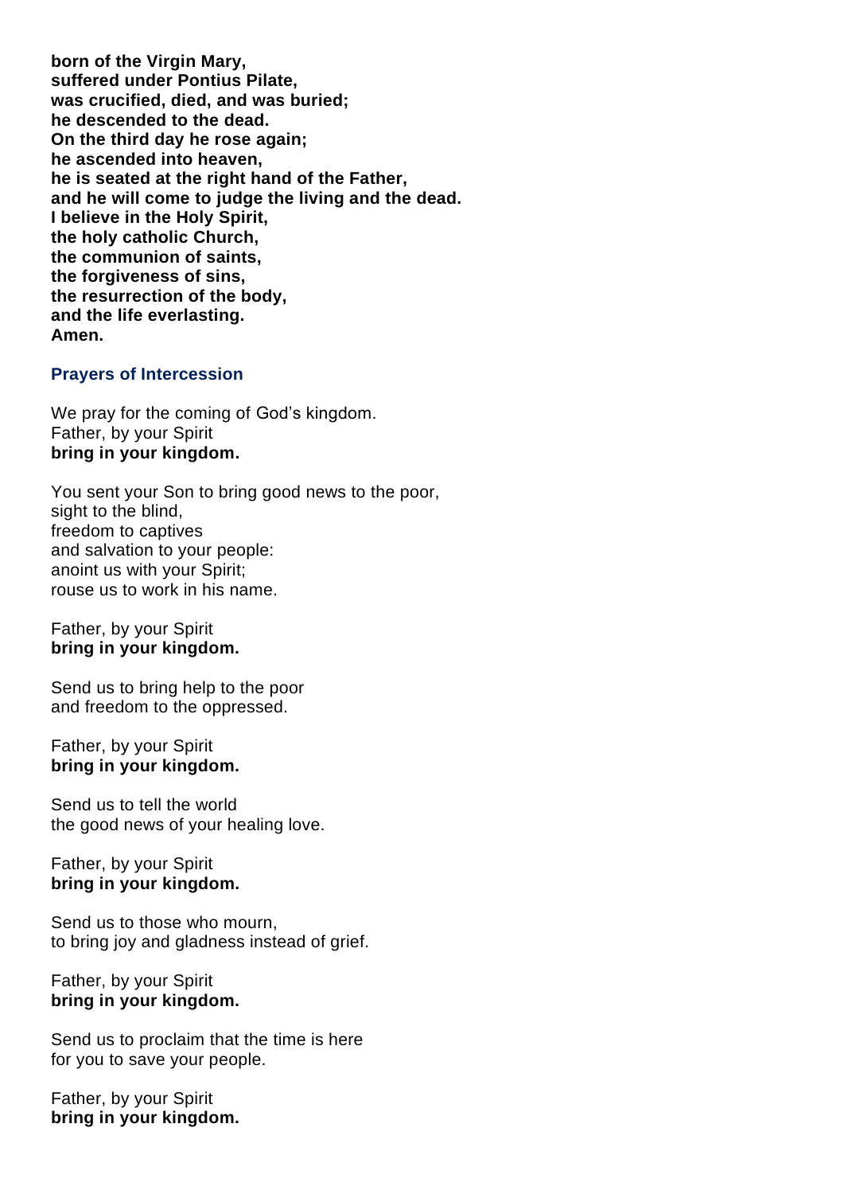**born of the Virgin Mary,**
**suffered under Pontius Pilate,**
**was crucified, died, and was buried;**
**he descended to the dead.**
**On the third day he rose again;**
**he ascended into heaven,**
**he is seated at the right hand of the Father,**
**and he will come to judge the living and the dead.**
**I believe in the Holy Spirit,**
**the holy catholic Church,**
**the communion of saints,**
**the forgiveness of sins,**
**the resurrection of the body,**
**and the life everlasting.**
**Amen.**

### Prayers of Intercession

We pray for the coming of God's kingdom.
Father, by your Spirit
**bring in your kingdom.**

You sent your Son to bring good news to the poor,
sight to the blind,
freedom to captives
and salvation to your people:
anoint us with your Spirit;
rouse us to work in his name.

Father, by your Spirit
**bring in your kingdom.**

Send us to bring help to the poor
and freedom to the oppressed.

Father, by your Spirit
**bring in your kingdom.**

Send us to tell the world
the good news of your healing love.

Father, by your Spirit
**bring in your kingdom.**

Send us to those who mourn,
to bring joy and gladness instead of grief.

Father, by your Spirit
**bring in your kingdom.**

Send us to proclaim that the time is here
for you to save your people.

Father, by your Spirit
**bring in your kingdom.**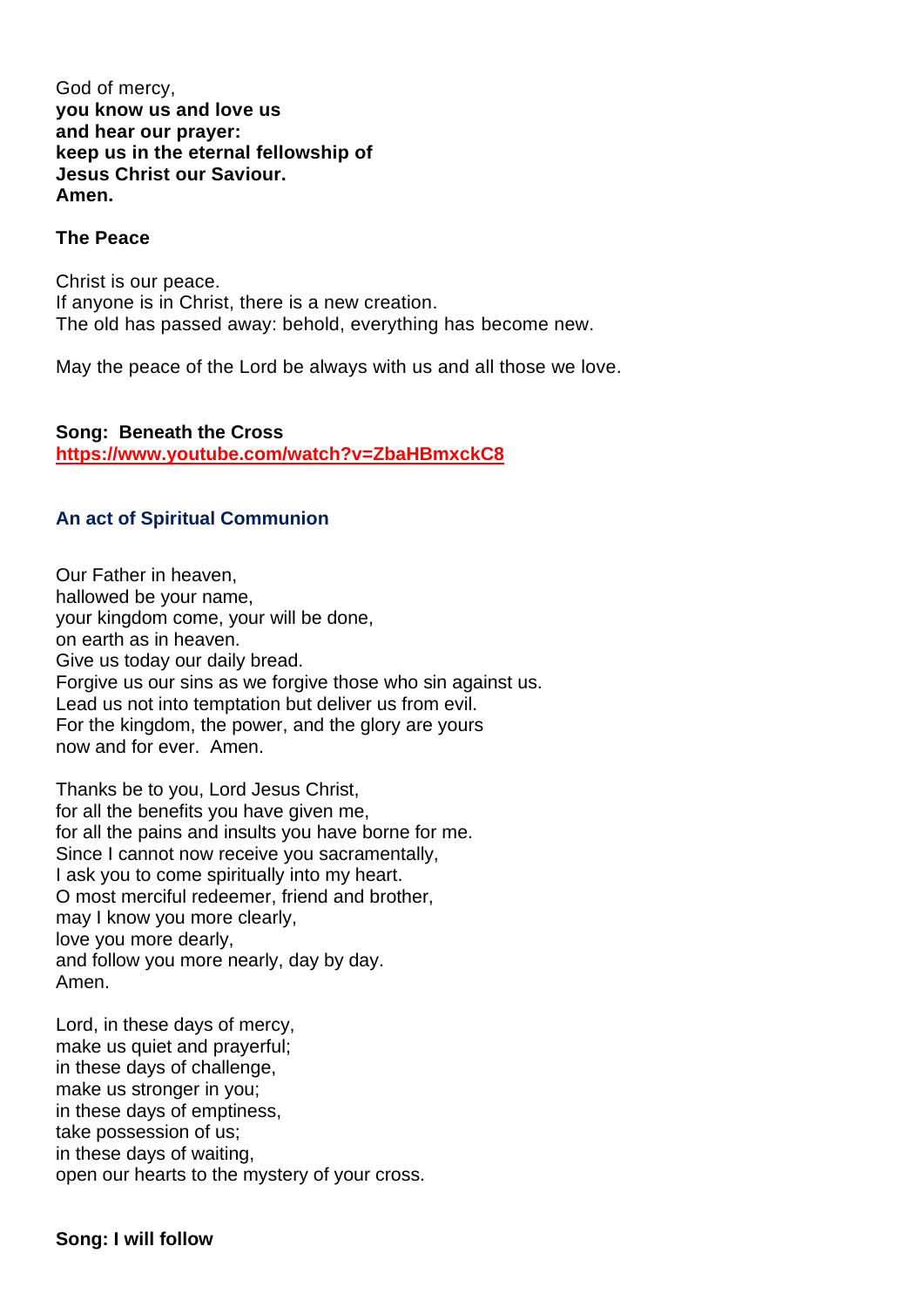God of mercy,
**you know us and love us**
**and hear our prayer:**
**keep us in the eternal fellowship of**
**Jesus Christ our Saviour.**
**Amen.**

**The Peace**

Christ is our peace.
If anyone is in Christ, there is a new creation.
The old has passed away: behold, everything has become new.

May the peace of the Lord be always with us and all those we love.

**Song: Beneath the Cross**
**https://www.youtube.com/watch?v=ZbaHBmxckC8**

### An act of Spiritual Communion

Our Father in heaven,
hallowed be your name,
your kingdom come, your will be done,
on earth as in heaven.
Give us today our daily bread.
Forgive us our sins as we forgive those who sin against us.
Lead us not into temptation but deliver us from evil.
For the kingdom, the power, and the glory are yours
now and for ever. Amen.

Thanks be to you, Lord Jesus Christ,
for all the benefits you have given me,
for all the pains and insults you have borne for me.
Since I cannot now receive you sacramentally,
I ask you to come spiritually into my heart.
O most merciful redeemer, friend and brother,
may I know you more clearly,
love you more dearly,
and follow you more nearly, day by day.
Amen.

Lord, in these days of mercy,
make us quiet and prayerful;
in these days of challenge,
make us stronger in you;
in these days of emptiness,
take possession of us;
in these days of waiting,
open our hearts to the mystery of your cross.

**Song: I will follow**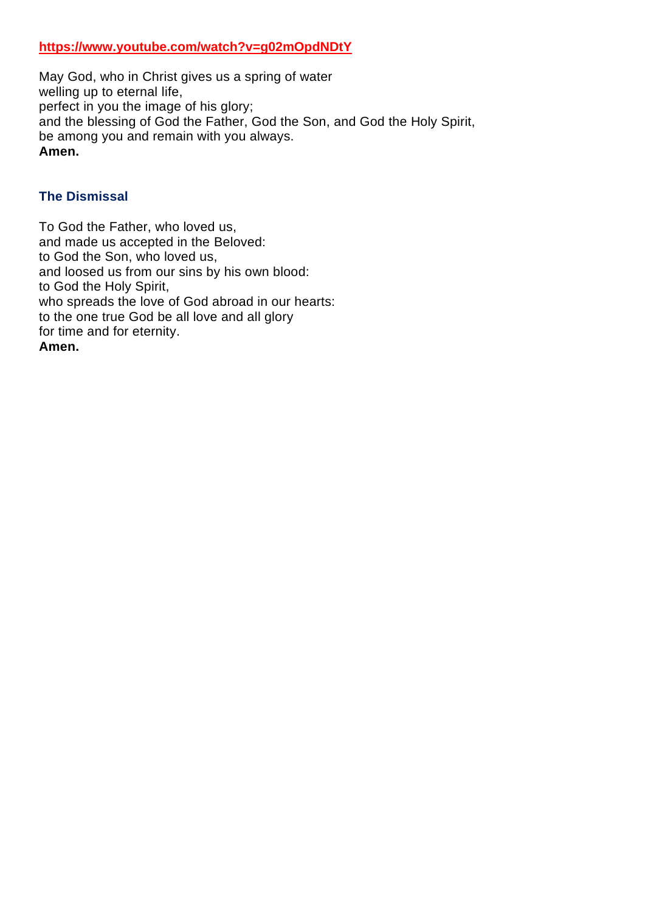**https://www.youtube.com/watch?v=g02mOpdNDtY**

May God, who in Christ gives us a spring of water
welling up to eternal life,
perfect in you the image of his glory;
and the blessing of God the Father, God the Son, and God the Holy Spirit,
be among you and remain with you always.
**Amen.**

### The Dismissal

To God the Father, who loved us,
and made us accepted in the Beloved:
to God the Son, who loved us,
and loosed us from our sins by his own blood:
to God the Holy Spirit,
who spreads the love of God abroad in our hearts:
to the one true God be all love and all glory
for time and for eternity.
**Amen.**